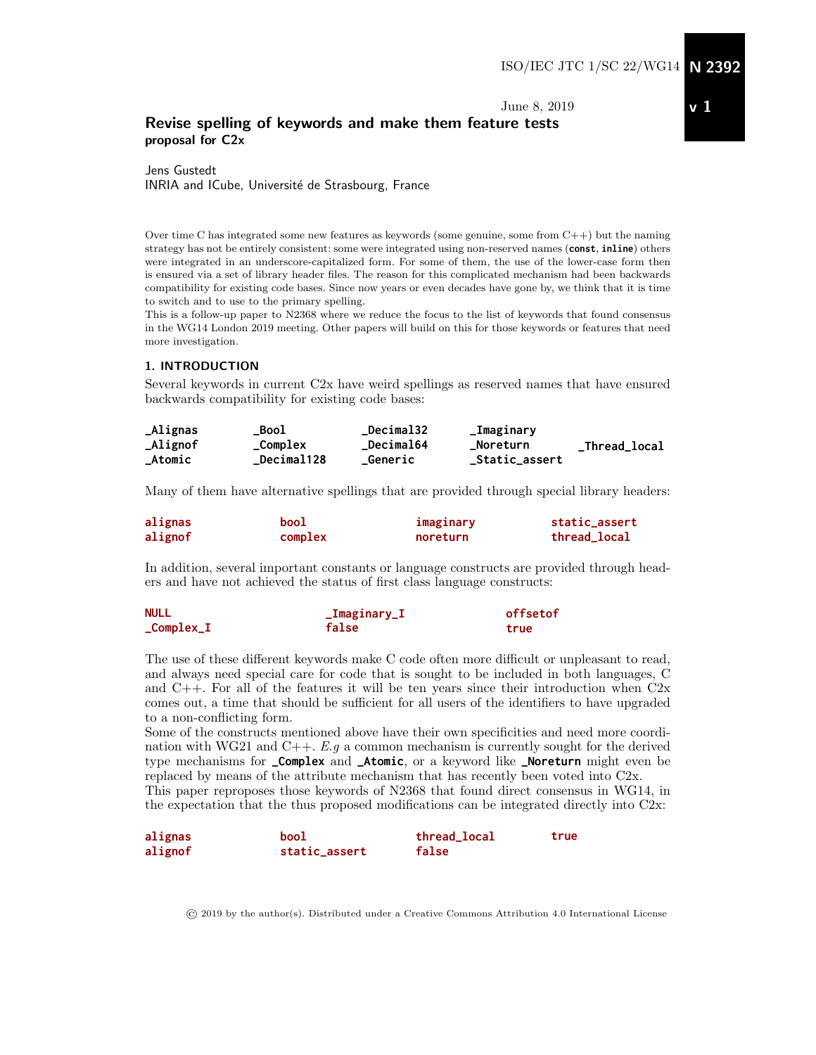ISO/IEC JTC 1/SC 22/WG14 **N 2392**

June 8, 2019 **v 1**

# Revise spelling of keywords and make them feature tests

**proposal for C2x**

Jens Gustedt
INRIA and ICube, Université de Strasbourg, France

Over time C has integrated some new features as keywords (some genuine, some from C++) but the naming strategy has not be entirely consistent: some were integrated using non-reserved names (**const**, **inline**) others were integrated in an underscore-capitalized form. For some of them, the use of the lower-case form then is ensured via a set of library header files. The reason for this complicated mechanism had been backwards compatibility for existing code bases. Since now years or even decades have gone by, we think that it is time to switch and to use to the primary spelling.
This is a follow-up paper to N2368 where we reduce the focus to the list of keywords that found consensus in the WG14 London 2019 meeting. Other papers will build on this for those keywords or features that need more investigation.

## 1. INTRODUCTION

Several keywords in current C2x have weird spellings as reserved names that have ensured backwards compatibility for existing code bases:

```
_Alignas     _Bool         _Decimal32    _Imaginary
_Alignof     _Complex      _Decimal64    _Noreturn        _Thread_local
_Atomic      _Decimal128   _Generic      _Static_assert
```

Many of them have alternative spellings that are provided through special library headers:

```
alignas      bool         imaginary     static_assert
alignof      complex      noreturn      thread_local
```

In addition, several important constants or language constructs are provided through headers and have not achieved the status of first class language constructs:

```
NULL            _Imaginary_I      offsetof
_Complex_I      false             true
```

The use of these different keywords make C code often more difficult or unpleasant to read, and always need special care for code that is sought to be included in both languages, C and C++. For all of the features it will be ten years since their introduction when C2x comes out, a time that should be sufficient for all users of the identifiers to have upgraded to a non-conflicting form.
Some of the constructs mentioned above have their own specificities and need more coordination with WG21 and C++. *E.g* a common mechanism is currently sought for the derived type mechanisms for **_Complex** and **_Atomic**, or a keyword like **_Noreturn** might even be replaced by means of the attribute mechanism that has recently been voted into C2x.
This paper reproposes those keywords of N2368 that found direct consensus in WG14, in the expectation that the thus proposed modifications can be integrated directly into C2x:

```
alignas      bool            thread_local    true
alignof      static_assert   false
```

© 2019 by the author(s). Distributed under a Creative Commons Attribution 4.0 International License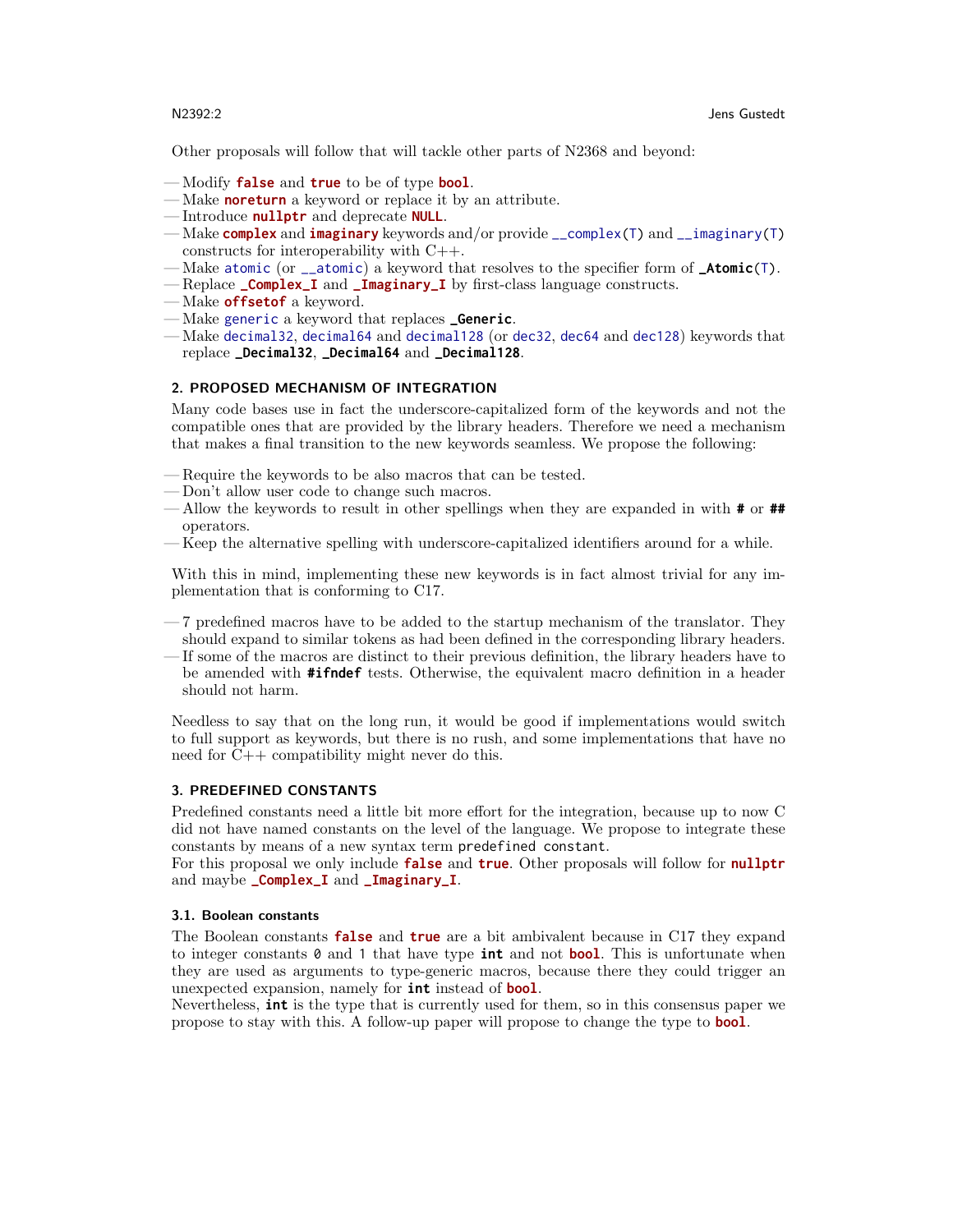Other proposals will follow that will tackle other parts of N2368 and beyond:

- Modify **false** and **true** to be of type **bool**.
- Make **noreturn** a keyword or replace it by an attribute.
- Introduce **nullptr** and deprecate **NULL**.
- Make **complex** and **imaginary** keywords and/or provide `__complex(T)` and `__imaginary(T)` constructs for interoperability with C++.
- Make `atomic` (or `__atomic`) a keyword that resolves to the specifier form of **_Atomic**(`T`).
- Replace **_Complex_I** and **_Imaginary_I** by first-class language constructs.
- Make **offsetof** a keyword.
- Make `generic` a keyword that replaces **_Generic**.
- Make `decimal32`, `decimal64` and `decimal128` (or `dec32`, `dec64` and `dec128`) keywords that replace **_Decimal32**, **_Decimal64** and **_Decimal128**.

## 2. PROPOSED MECHANISM OF INTEGRATION

Many code bases use in fact the underscore-capitalized form of the keywords and not the compatible ones that are provided by the library headers. Therefore we need a mechanism that makes a final transition to the new keywords seamless. We propose the following:

- Require the keywords to be also macros that can be tested.
- Don't allow user code to change such macros.
- Allow the keywords to result in other spellings when they are expanded in with **#** or **##** operators.
- Keep the alternative spelling with underscore-capitalized identifiers around for a while.

With this in mind, implementing these new keywords is in fact almost trivial for any implementation that is conforming to C17.

- 7 predefined macros have to be added to the startup mechanism of the translator. They should expand to similar tokens as had been defined in the corresponding library headers.
- If some of the macros are distinct to their previous definition, the library headers have to be amended with **#ifndef** tests. Otherwise, the equivalent macro definition in a header should not harm.

Needless to say that on the long run, it would be good if implementations would switch to full support as keywords, but there is no rush, and some implementations that have no need for C++ compatibility might never do this.

## 3. PREDEFINED CONSTANTS

Predefined constants need a little bit more effort for the integration, because up to now C did not have named constants on the level of the language. We propose to integrate these constants by means of a new syntax term `predefined constant`.
For this proposal we only include **false** and **true**. Other proposals will follow for **nullptr** and maybe **_Complex_I** and **_Imaginary_I**.

### 3.1. Boolean constants

The Boolean constants **false** and **true** are a bit ambivalent because in C17 they expand to integer constants `0` and `1` that have type **int** and not **bool**. This is unfortunate when they are used as arguments to type-generic macros, because there they could trigger an unexpected expansion, namely for **int** instead of **bool**.
Nevertheless, **int** is the type that is currently used for them, so in this consensus paper we propose to stay with this. A follow-up paper will propose to change the type to **bool**.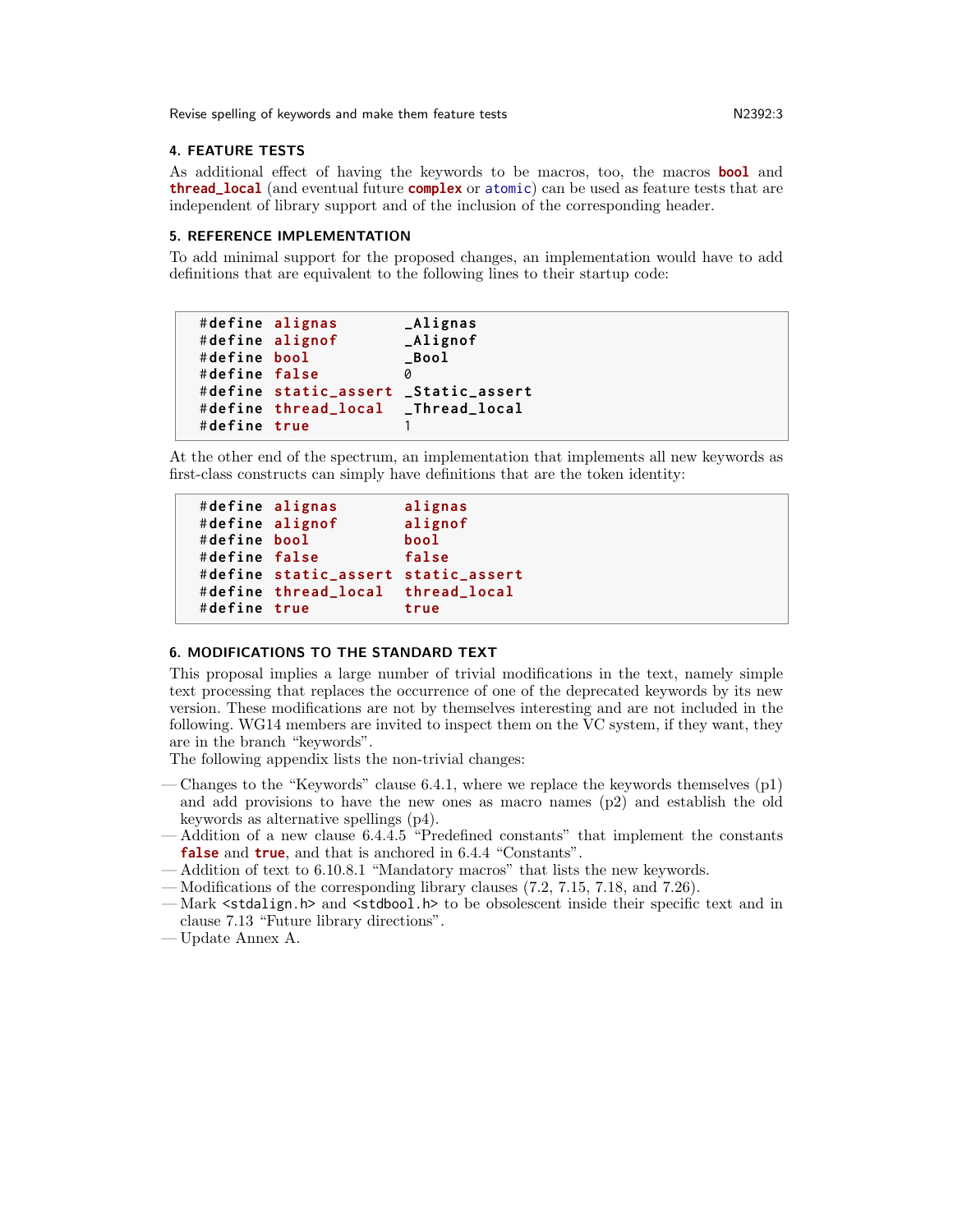## 4. FEATURE TESTS

As additional effect of having the keywords to be macros, too, the macros **bool** and **thread_local** (and eventual future **complex** or `atomic`) can be used as feature tests that are independent of library support and of the inclusion of the corresponding header.

## 5. REFERENCE IMPLEMENTATION

To add minimal support for the proposed changes, an implementation would have to add definitions that are equivalent to the following lines to their startup code:

```
#define alignas       _Alignas
#define alignof       _Alignof
#define bool          _Bool
#define false         0
#define static_assert _Static_assert
#define thread_local  _Thread_local
#define true          1
```

At the other end of the spectrum, an implementation that implements all new keywords as first-class constructs can simply have definitions that are the token identity:

```
#define alignas       alignas
#define alignof       alignof
#define bool          bool
#define false         false
#define static_assert static_assert
#define thread_local  thread_local
#define true          true
```

## 6. MODIFICATIONS TO THE STANDARD TEXT

This proposal implies a large number of trivial modifications in the text, namely simple text processing that replaces the occurrence of one of the deprecated keywords by its new version. These modifications are not by themselves interesting and are not included in the following. WG14 members are invited to inspect them on the VC system, if they want, they are in the branch "keywords".

The following appendix lists the non-trivial changes:

- Changes to the "Keywords" clause 6.4.1, where we replace the keywords themselves (p1) and add provisions to have the new ones as macro names (p2) and establish the old keywords as alternative spellings (p4).
- Addition of a new clause 6.4.4.5 "Predefined constants" that implement the constants **false** and **true**, and that is anchored in 6.4.4 "Constants".
- Addition of text to 6.10.8.1 "Mandatory macros" that lists the new keywords.
- Modifications of the corresponding library clauses (7.2, 7.15, 7.18, and 7.26).
- Mark `<stdalign.h>` and `<stdbool.h>` to be obsolescent inside their specific text and in clause 7.13 "Future library directions".
- Update Annex A.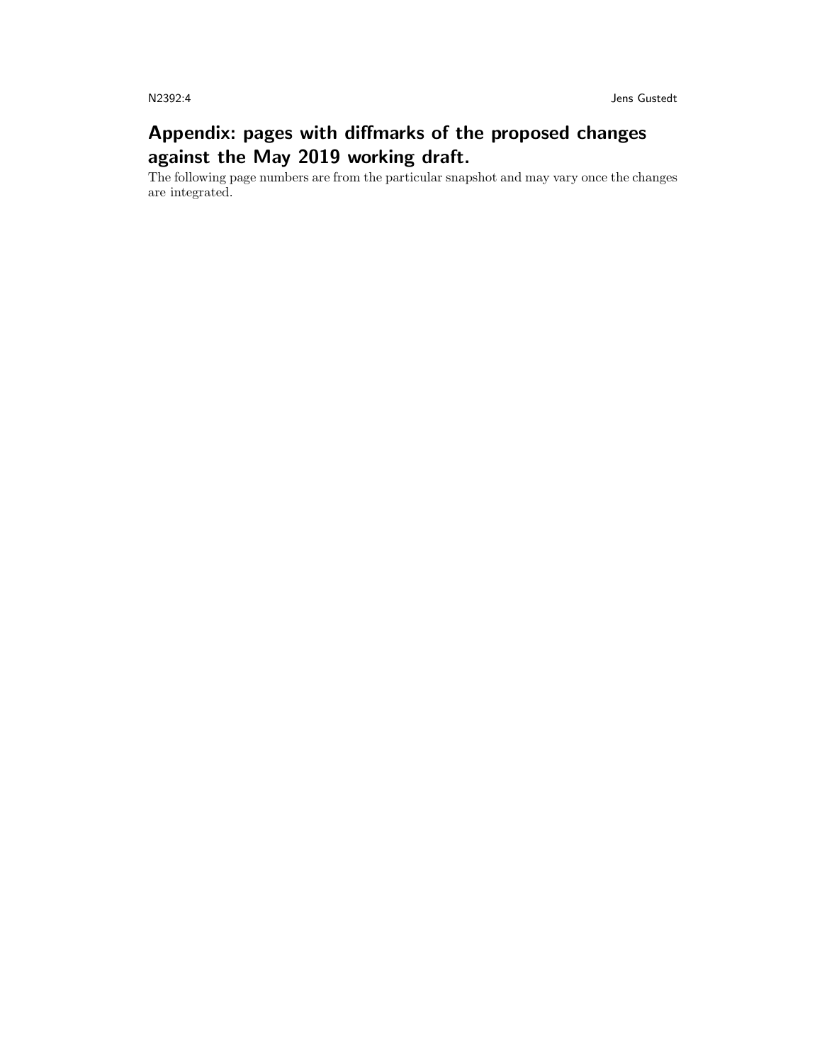## Appendix: pages with diffmarks of the proposed changes against the May 2019 working draft.

The following page numbers are from the particular snapshot and may vary once the changes are integrated.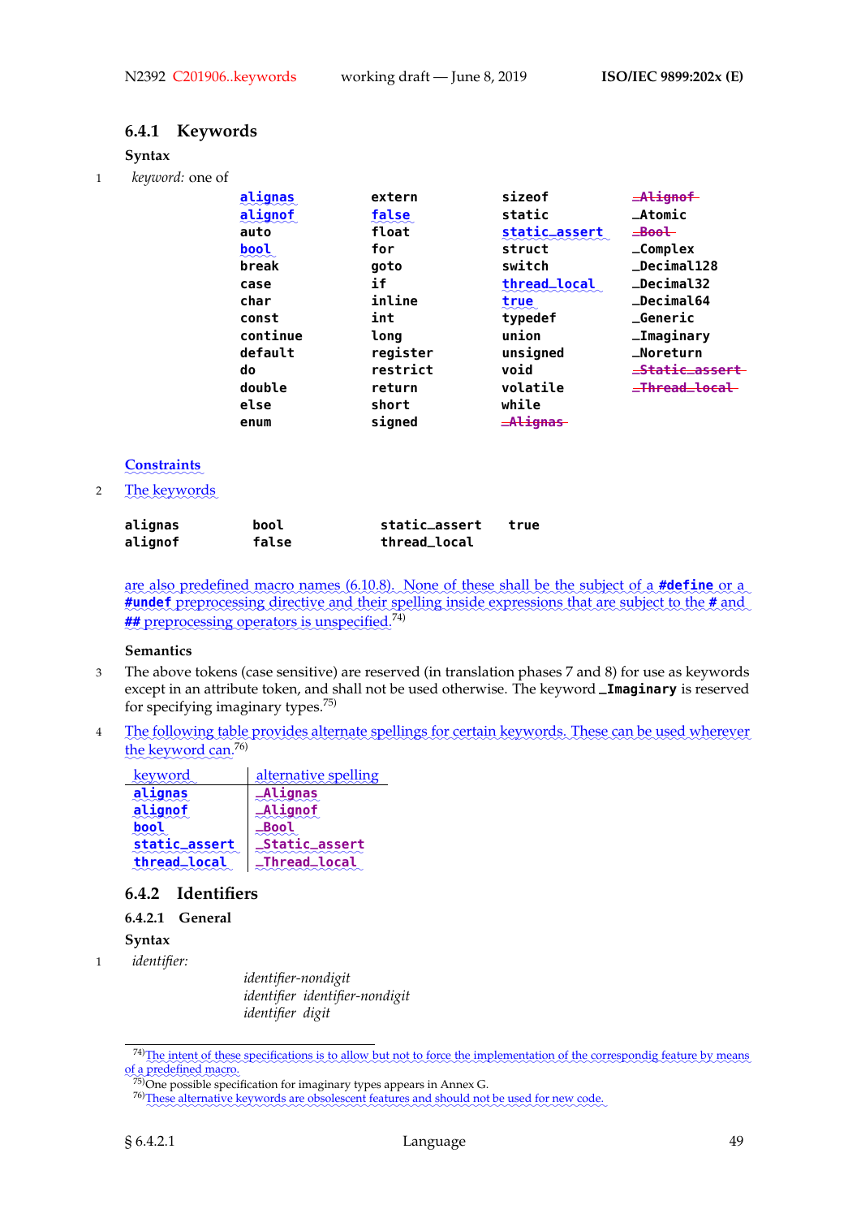### 6.4.1 Keywords

**Syntax**

1 *keyword:* one of

```
alignas      extern      sizeof          _Alignof
alignof      false       static          _Atomic
auto         float       static_assert   _Bool
bool         for         struct          _Complex
break        goto        switch          _Decimal128
case         if          thread_local    _Decimal32
char         inline      true            _Decimal64
const        int         typedef         _Generic
continue     long        union           _Imaginary
default      register    unsigned        _Noreturn
do           restrict    void            _Static_assert
double       return      volatile        _Thread_local
else         short       while
enum         signed      _Alignas
```

**Constraints**

2 The keywords

```
alignas      bool       static_assert   true
alignof      false      thread_local
```

are also predefined macro names (6.10.8). None of these shall be the subject of a **#define** or a **#undef** preprocessing directive and their spelling inside expressions that are subject to the **#** and **##** preprocessing operators is unspecified.[74]

**Semantics**

3 The above tokens (case sensitive) are reserved (in translation phases 7 and 8) for use as keywords except in an attribute token, and shall not be used otherwise. The keyword **_Imaginary** is reserved for specifying imaginary types.[75]

4 The following table provides alternate spellings for certain keywords. These can be used wherever the keyword can.[76]

| keyword | alternative spelling |
|---|---|
| **alignas** | **_Alignas** |
| **alignof** | **_Alignof** |
| **bool** | **_Bool** |
| **static_assert** | **_Static_assert** |
| **thread_local** | **_Thread_local** |

### 6.4.2 Identifiers

#### 6.4.2.1 General

**Syntax**

1 *identifier:*

*identifier-nondigit*
*identifier identifier-nondigit*
*identifier digit*

---

[74] The intent of these specifications is to allow but not to force the implementation of the correspondig feature by means of a predefined macro.

[75] One possible specification for imaginary types appears in Annex G.

[76] These alternative keywords are obsolescent features and should not be used for new code.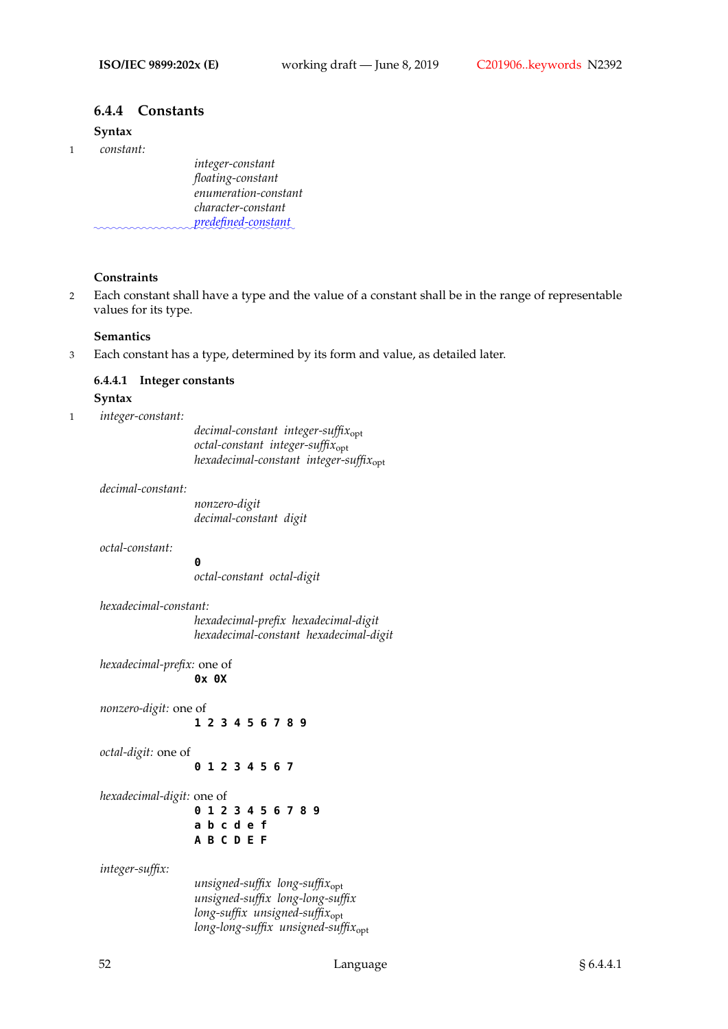## 6.4.4 Constants

### Syntax

1 *constant:*

> *integer-constant*
> *floating-constant*
> *enumeration-constant*
> *character-constant*
> *predefined-constant*

### Constraints

2 Each constant shall have a type and the value of a constant shall be in the range of representable values for its type.

### Semantics

3 Each constant has a type, determined by its form and value, as detailed later.

### 6.4.4.1 Integer constants

### Syntax

1 *integer-constant:*

> *decimal-constant integer-suffix*$_{\text{opt}}$
> *octal-constant integer-suffix*$_{\text{opt}}$
> *hexadecimal-constant integer-suffix*$_{\text{opt}}$

*decimal-constant:*

> *nonzero-digit*
> *decimal-constant digit*

*octal-constant:*

> **`0`**
> *octal-constant octal-digit*

*hexadecimal-constant:*

> *hexadecimal-prefix hexadecimal-digit*
> *hexadecimal-constant hexadecimal-digit*

*hexadecimal-prefix:* one of

> **`0x 0X`**

*nonzero-digit:* one of

> **`1 2 3 4 5 6 7 8 9`**

*octal-digit:* one of

> **`0 1 2 3 4 5 6 7`**

*hexadecimal-digit:* one of

> **`0 1 2 3 4 5 6 7 8 9`**
> **`a b c d e f`**
> **`A B C D E F`**

*integer-suffix:*

> *unsigned-suffix long-suffix*$_{\text{opt}}$
> *unsigned-suffix long-long-suffix*
> *long-suffix unsigned-suffix*$_{\text{opt}}$
> *long-long-suffix unsigned-suffix*$_{\text{opt}}$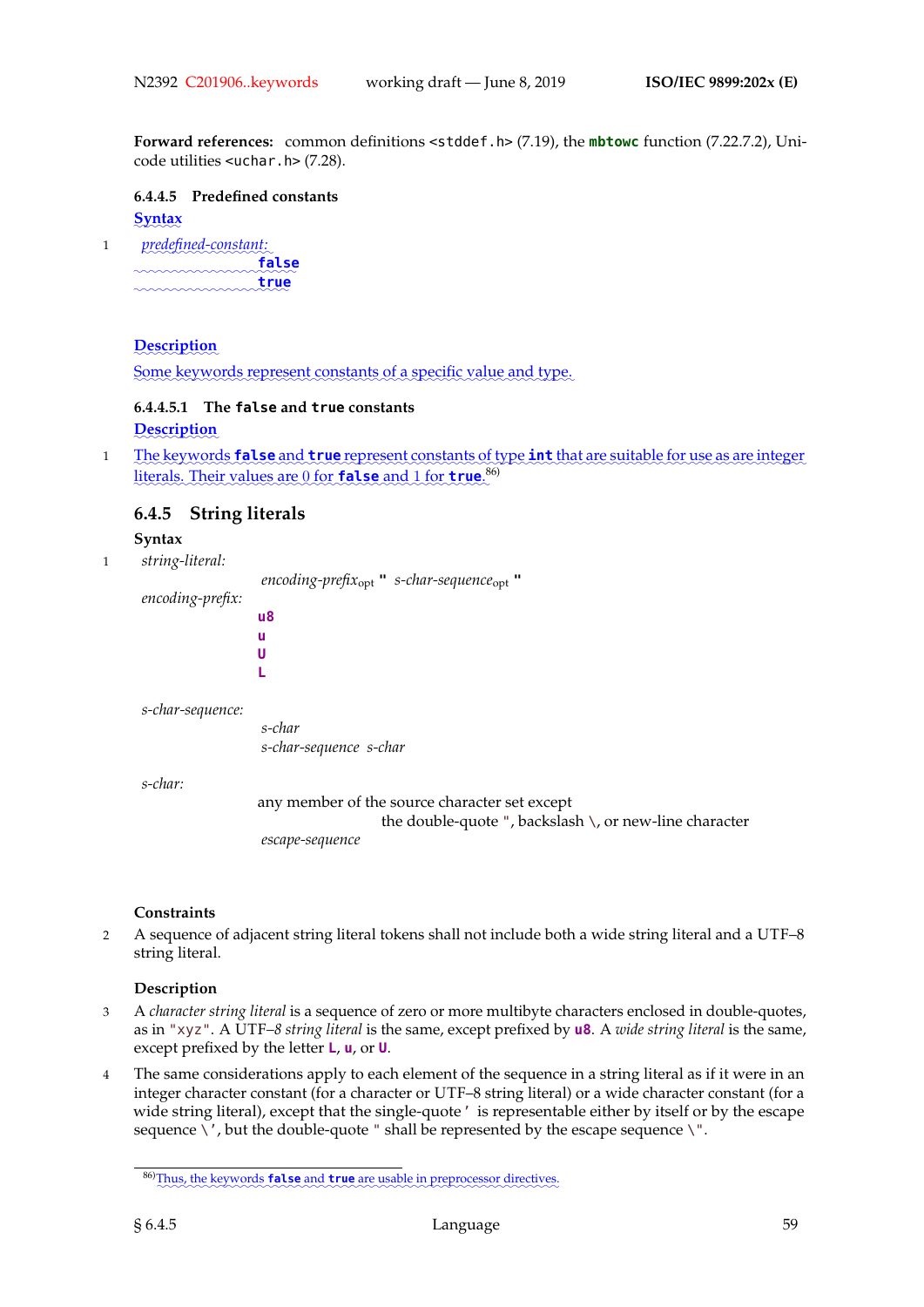**Forward references:** common definitions `<stddef.h>` (7.19), the **`mbtowc`** function (7.22.7.2), Unicode utilities `<uchar.h>` (7.28).

### 6.4.4.5 Predefined constants

**Syntax**

1 *predefined-constant:*

```
        false
        true
```

**Description**

Some keywords represent constants of a specific value and type.

#### 6.4.4.5.1 The `false` and `true` constants

**Description**

1 The keywords **`false`** and **`true`** represent constants of type **`int`** that are suitable for use as are integer literals. Their values are 0 for **`false`** and 1 for **`true`**.[86)]

## 6.4.5 String literals

**Syntax**

1 *string-literal:*

  *encoding-prefix*$_{opt}$ **"** *s-char-sequence*$_{opt}$ **"**

*encoding-prefix:*

```
        u8
        u
        U
        L
```

*s-char-sequence:*

  *s-char*
  *s-char-sequence s-char*

*s-char:*

  any member of the source character set except
    the double-quote `"`, backslash `\`, or new-line character
  *escape-sequence*

**Constraints**

2 A sequence of adjacent string literal tokens shall not include both a wide string literal and a UTF–8 string literal.

**Description**

3 A *character string literal* is a sequence of zero or more multibyte characters enclosed in double-quotes, as in `"xyz"`. A UTF–8 *string literal* is the same, except prefixed by **`u8`**. A *wide string literal* is the same, except prefixed by the letter **`L`**, **`u`**, or **`U`**.

4 The same considerations apply to each element of the sequence in a string literal as if it were in an integer character constant (for a character or UTF–8 string literal) or a wide character constant (for a wide string literal), except that the single-quote `'` is representable either by itself or by the escape sequence `\'`, but the double-quote `"` shall be represented by the escape sequence `\"`.

---

[86)] Thus, the keywords **`false`** and **`true`** are usable in preprocessor directives.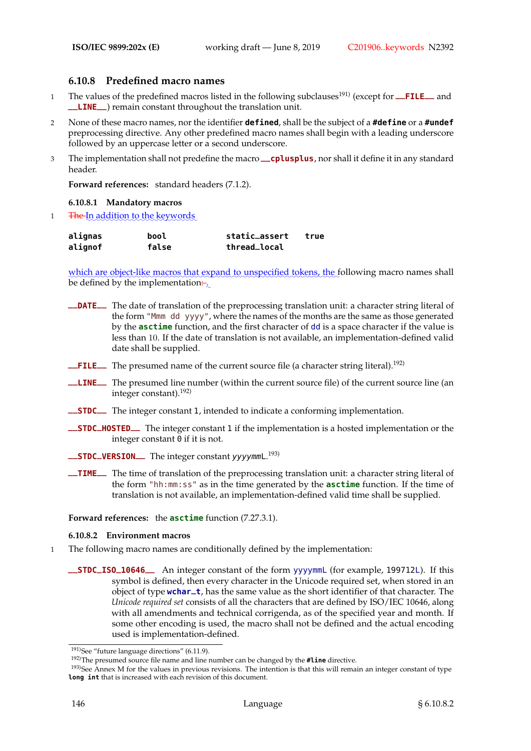### 6.10.8 Predefined macro names

1 The values of the predefined macros listed in the following subclauses[191] (except for `__FILE__` and `__LINE__`) remain constant throughout the translation unit.

2 None of these macro names, nor the identifier **`defined`**, shall be the subject of a **`#define`** or a **`#undef`** preprocessing directive. Any other predefined macro names shall begin with a leading underscore followed by an uppercase letter or a second underscore.

3 The implementation shall not predefine the macro `__cplusplus`, nor shall it define it in any standard header.

**Forward references:** standard headers (7.1.2).

#### 6.10.8.1 Mandatory macros

1 ~~The~~ In addition to the keywords

```
alignas        bool           static_assert   true
alignof        false          thread_local
```

which are object-like macros that expand to unspecified tokens, the following macro names shall be defined by the implementation~~:~~.

`__DATE__` The date of translation of the preprocessing translation unit: a character string literal of the form `"Mmm dd yyyy"`, where the names of the months are the same as those generated by the **`asctime`** function, and the first character of `dd` is a space character if the value is less than 10. If the date of translation is not available, an implementation-defined valid date shall be supplied.

`__FILE__` The presumed name of the current source file (a character string literal).[192]

`__LINE__` The presumed line number (within the current source file) of the current source line (an integer constant).[192]

`__STDC__` The integer constant `1`, intended to indicate a conforming implementation.

`__STDC_HOSTED__` The integer constant `1` if the implementation is a hosted implementation or the integer constant `0` if it is not.

`__STDC_VERSION__` The integer constant *yyyymm*`L`.[193]

`__TIME__` The time of translation of the preprocessing translation unit: a character string literal of the form `"hh:mm:ss"` as in the time generated by the **`asctime`** function. If the time of translation is not available, an implementation-defined valid time shall be supplied.

**Forward references:** the **`asctime`** function (7.27.3.1).

#### 6.10.8.2 Environment macros

1 The following macro names are conditionally defined by the implementation:

`__STDC_ISO_10646__` An integer constant of the form `yyyymmL` (for example, `199712L`). If this symbol is defined, then every character in the Unicode required set, when stored in an object of type **`wchar_t`**, has the same value as the short identifier of that character. The *Unicode required set* consists of all the characters that are defined by ISO/IEC 10646, along with all amendments and technical corrigenda, as of the specified year and month. If some other encoding is used, the macro shall not be defined and the actual encoding used is implementation-defined.

---

[191] See "future language directions" (6.11.9).

[192] The presumed source file name and line number can be changed by the **`#line`** directive.

[193] See Annex M for the values in previous revisions. The intention is that this will remain an integer constant of type **`long int`** that is increased with each revision of this document.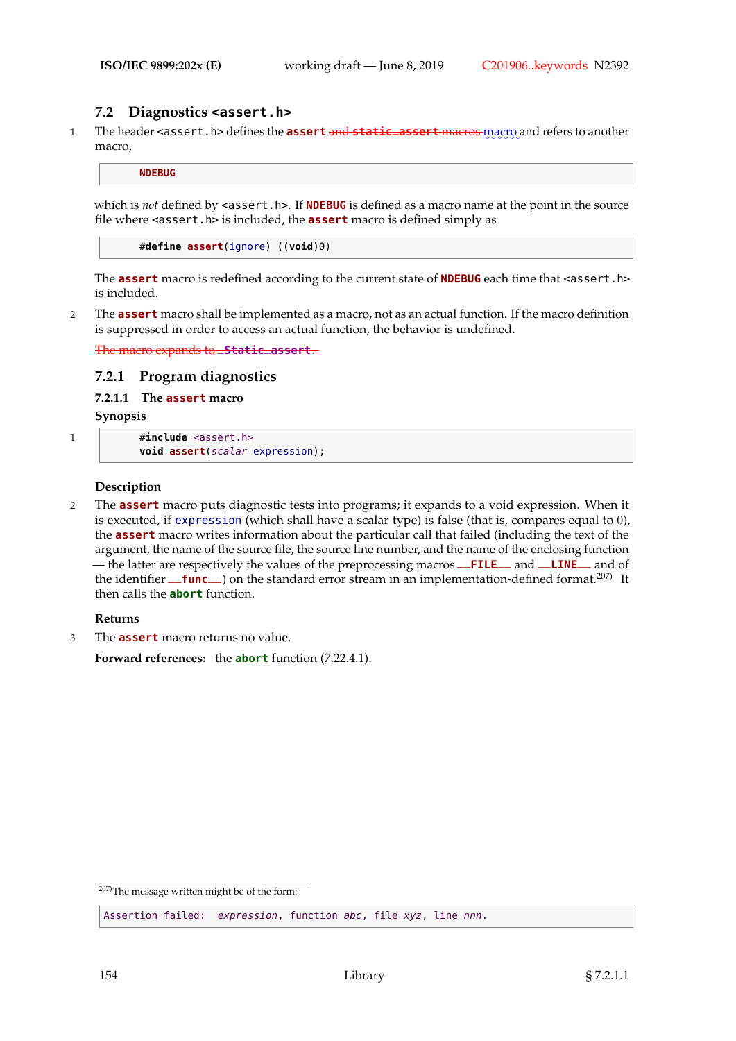## 7.2 Diagnostics `<assert.h>`

1 The header `<assert.h>` defines the **assert** ~~and **static_assert** macros~~ macro and refers to another macro,

```
NDEBUG
```

which is *not* defined by `<assert.h>`. If **NDEBUG** is defined as a macro name at the point in the source file where `<assert.h>` is included, the **assert** macro is defined simply as

```
#define assert(ignore) ((void)0)
```

The **assert** macro is redefined according to the current state of **NDEBUG** each time that `<assert.h>` is included.

2 The **assert** macro shall be implemented as a macro, not as an actual function. If the macro definition is suppressed in order to access an actual function, the behavior is undefined.

~~The macro expands to **_Static_assert**.~~

### 7.2.1 Program diagnostics

#### 7.2.1.1 The assert macro

**Synopsis**

1
```
#include <assert.h>
void assert(scalar expression);
```

**Description**

2 The **assert** macro puts diagnostic tests into programs; it expands to a void expression. When it is executed, if `expression` (which shall have a scalar type) is false (that is, compares equal to 0), the **assert** macro writes information about the particular call that failed (including the text of the argument, the name of the source file, the source line number, and the name of the enclosing function — the latter are respectively the values of the preprocessing macros **__FILE__** and **__LINE__** and of the identifier **__func__**) on the standard error stream in an implementation-defined format.[207] It then calls the **abort** function.

**Returns**

3 The **assert** macro returns no value.

**Forward references:** the **abort** function (7.22.4.1).

[207]The message written might be of the form:

```
Assertion failed: expression, function abc, file xyz, line nnn.
```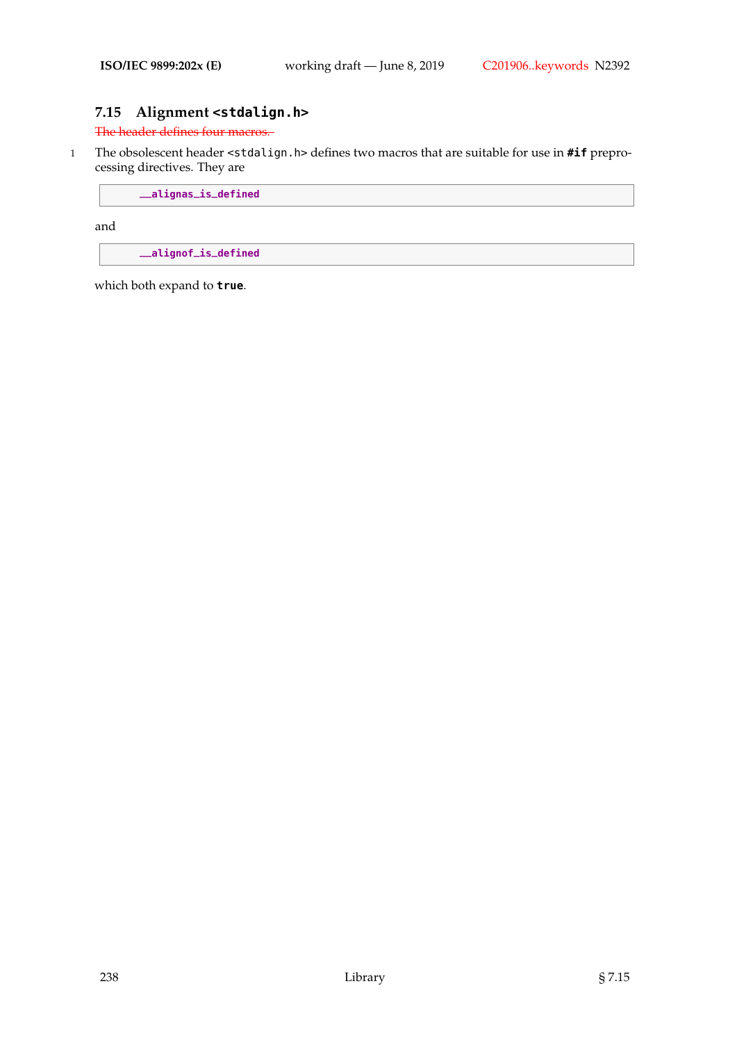## 7.15 Alignment `<stdalign.h>`

~~The header defines four macros.~~

1 The obsolescent header `<stdalign.h>` defines two macros that are suitable for use in **#if** preprocessing directives. They are

```
__alignas_is_defined
```

and

```
__alignof_is_defined
```

which both expand to **true**.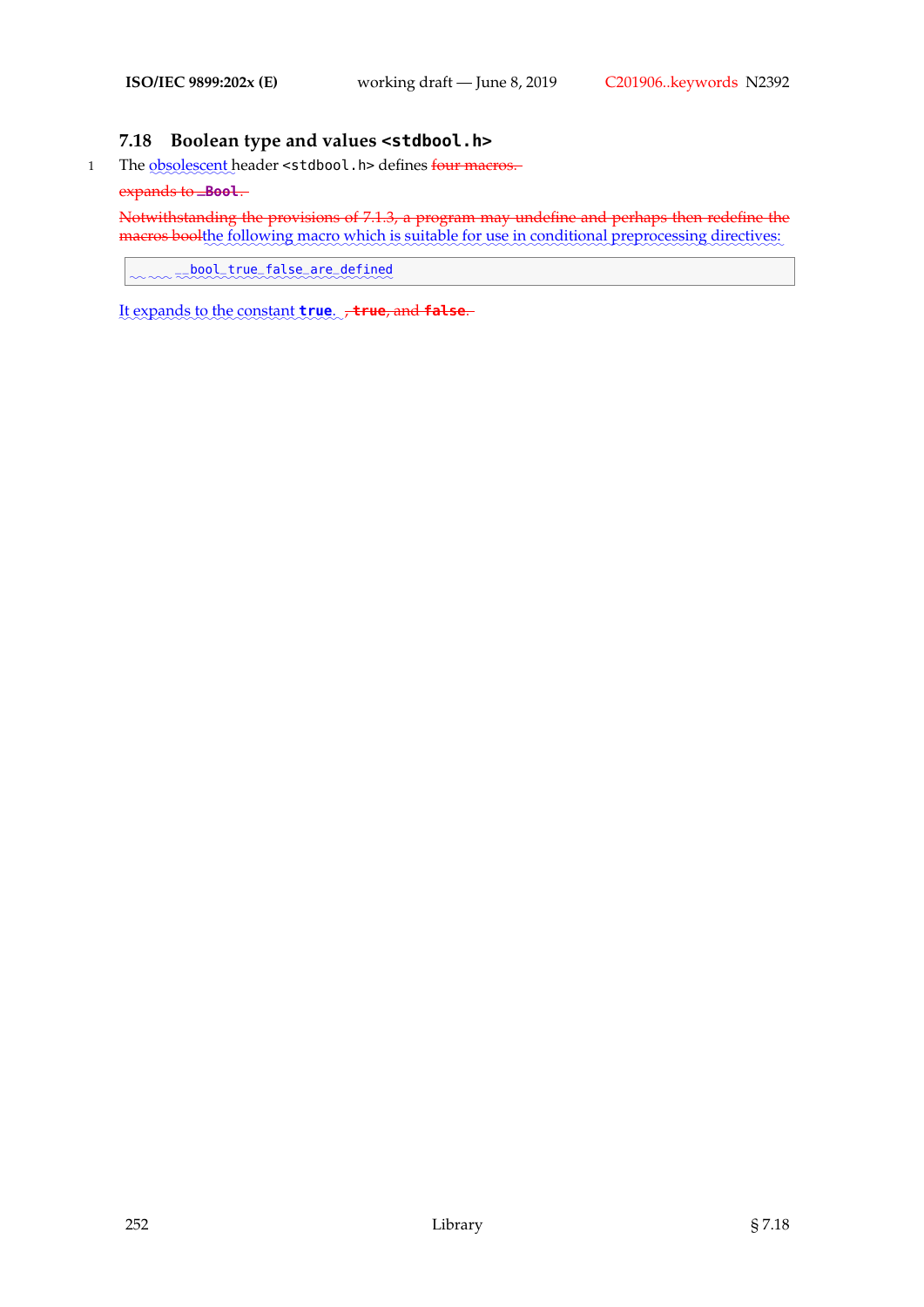## 7.18 Boolean type and values `<stdbool.h>`

1 The obsolescent header `<stdbool.h>` defines ~~four macros.~~

~~expands to `_Bool`.~~

~~Notwithstanding the provisions of 7.1.3, a program may undefine and perhaps then redefine the macros bool~~the following macro which is suitable for use in conditional preprocessing directives:

```
__bool_true_false_are_defined
```

It expands to the constant **`true`**. ~~, **`true`**, and **`false`**.~~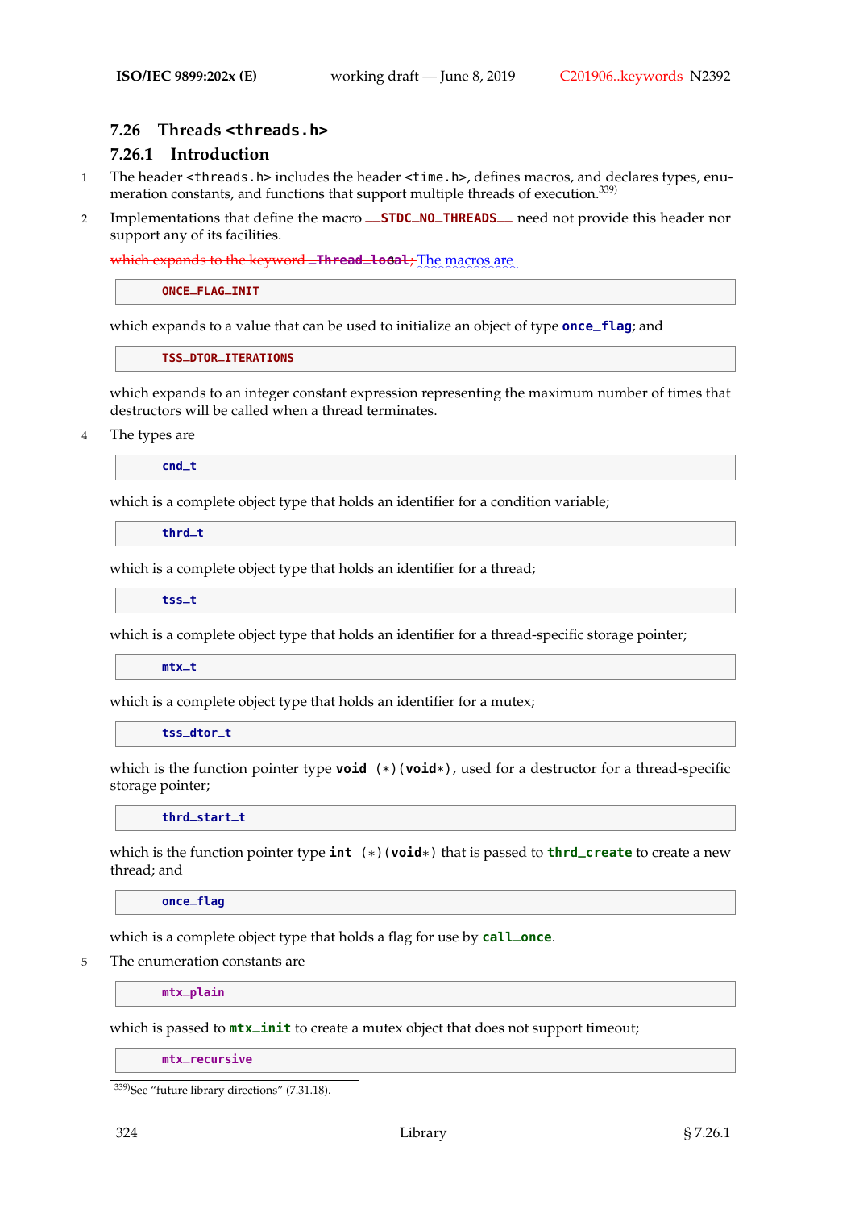## 7.26 Threads `<threads.h>`

### 7.26.1 Introduction

1 The header `<threads.h>` includes the header `<time.h>`, defines macros, and declares types, enumeration constants, and functions that support multiple threads of execution.[339]

2 Implementations that define the macro `__STDC_NO_THREADS__` need not provide this header nor support any of its facilities.

~~which expands to the keyword `_Thread_local`;~~ The macros are

```
ONCE_FLAG_INIT
```

which expands to a value that can be used to initialize an object of type **`once_flag`**; and

```
TSS_DTOR_ITERATIONS
```

which expands to an integer constant expression representing the maximum number of times that destructors will be called when a thread terminates.

4 The types are

```
cnd_t
```

which is a complete object type that holds an identifier for a condition variable;

```
thrd_t
```

which is a complete object type that holds an identifier for a thread;

```
tss_t
```

which is a complete object type that holds an identifier for a thread-specific storage pointer;

```
mtx_t
```

which is a complete object type that holds an identifier for a mutex;

```
tss_dtor_t
```

which is the function pointer type `void (*)(void*)`, used for a destructor for a thread-specific storage pointer;

```
thrd_start_t
```

which is the function pointer type `int (*)(void*)` that is passed to **`thrd_create`** to create a new thread; and

```
once_flag
```

which is a complete object type that holds a flag for use by **`call_once`**.

5 The enumeration constants are

```
mtx_plain
```

which is passed to **`mtx_init`** to create a mutex object that does not support timeout;

```
mtx_recursive
```

[339] See "future library directions" (7.31.18).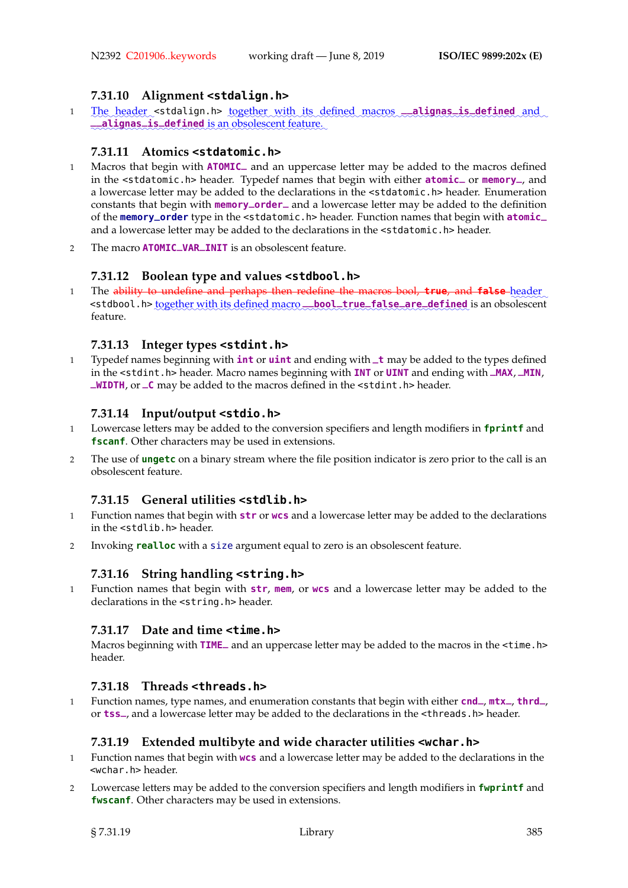### 7.31.10 Alignment `<stdalign.h>`

1 The header `<stdalign.h>` together with its defined macros `__alignas_is_defined` and `__alignas_is_defined` is an obsolescent feature.

### 7.31.11 Atomics `<stdatomic.h>`

1 Macros that begin with `ATOMIC_` and an uppercase letter may be added to the macros defined in the `<stdatomic.h>` header. Typedef names that begin with either `atomic_` or `memory_`, and a lowercase letter may be added to the declarations in the `<stdatomic.h>` header. Enumeration constants that begin with `memory_order_` and a lowercase letter may be added to the definition of the `memory_order` type in the `<stdatomic.h>` header. Function names that begin with `atomic_` and a lowercase letter may be added to the declarations in the `<stdatomic.h>` header.

2 The macro `ATOMIC_VAR_INIT` is an obsolescent feature.

### 7.31.12 Boolean type and values `<stdbool.h>`

1 The ~~ability to undefine and perhaps then redefine the macros bool, `true`, and `false`~~ header `<stdbool.h>` together with its defined macro `__bool_true_false_are_defined` is an obsolescent feature.

### 7.31.13 Integer types `<stdint.h>`

1 Typedef names beginning with `int` or `uint` and ending with `_t` may be added to the types defined in the `<stdint.h>` header. Macro names beginning with `INT` or `UINT` and ending with `_MAX`, `_MIN`, `_WIDTH`, or `_C` may be added to the macros defined in the `<stdint.h>` header.

### 7.31.14 Input/output `<stdio.h>`

1 Lowercase letters may be added to the conversion specifiers and length modifiers in `fprintf` and `fscanf`. Other characters may be used in extensions.

2 The use of `ungetc` on a binary stream where the file position indicator is zero prior to the call is an obsolescent feature.

### 7.31.15 General utilities `<stdlib.h>`

1 Function names that begin with `str` or `wcs` and a lowercase letter may be added to the declarations in the `<stdlib.h>` header.

2 Invoking `realloc` with a `size` argument equal to zero is an obsolescent feature.

### 7.31.16 String handling `<string.h>`

1 Function names that begin with `str`, `mem`, or `wcs` and a lowercase letter may be added to the declarations in the `<string.h>` header.

### 7.31.17 Date and time `<time.h>`

Macros beginning with `TIME_` and an uppercase letter may be added to the macros in the `<time.h>` header.

### 7.31.18 Threads `<threads.h>`

1 Function names, type names, and enumeration constants that begin with either `cnd_`, `mtx_`, `thrd_`, or `tss_`, and a lowercase letter may be added to the declarations in the `<threads.h>` header.

### 7.31.19 Extended multibyte and wide character utilities `<wchar.h>`

1 Function names that begin with `wcs` and a lowercase letter may be added to the declarations in the `<wchar.h>` header.

2 Lowercase letters may be added to the conversion specifiers and length modifiers in `fwprintf` and `fwscanf`. Other characters may be used in extensions.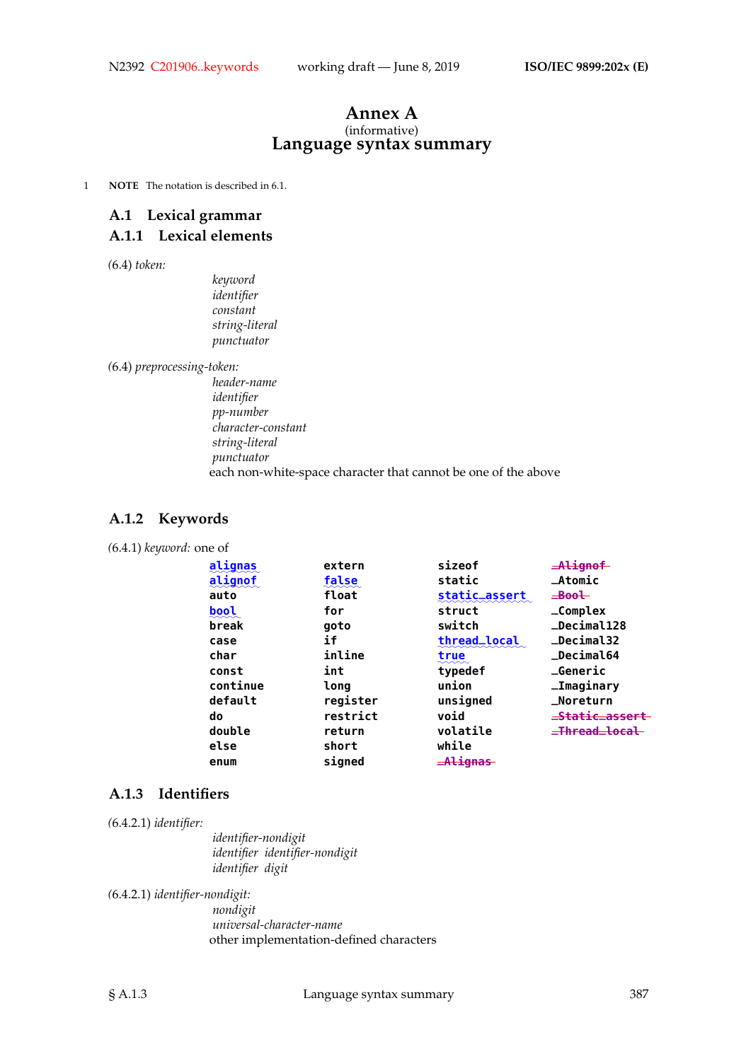# Annex A

(informative)

# Language syntax summary

1 **NOTE** The notation is described in 6.1.

## A.1 Lexical grammar

### A.1.1 Lexical elements

(6.4) *token:*

> *keyword*
> *identifier*
> *constant*
> *string-literal*
> *punctuator*

(6.4) *preprocessing-token:*

> *header-name*
> *identifier*
> *pp-number*
> *character-constant*
> *string-literal*
> *punctuator*
> each non-white-space character that cannot be one of the above

### A.1.2 Keywords

(6.4.1) *keyword:* one of

| | | | |
|---|---|---|---|
| `alignas` | `extern` | `sizeof` | ~~`_Alignof`~~ |
| `alignof` | `false` | `static` | `_Atomic` |
| `auto` | `float` | `static_assert` | ~~`_Bool`~~ |
| `bool` | `for` | `struct` | `_Complex` |
| `break` | `goto` | `switch` | `_Decimal128` |
| `case` | `if` | `thread_local` | `_Decimal32` |
| `char` | `inline` | `true` | `_Decimal64` |
| `const` | `int` | `typedef` | `_Generic` |
| `continue` | `long` | `union` | `_Imaginary` |
| `default` | `register` | `unsigned` | `_Noreturn` |
| `do` | `restrict` | `void` | ~~`_Static_assert`~~ |
| `double` | `return` | `volatile` | ~~`_Thread_local`~~ |
| `else` | `short` | `while` | |
| `enum` | `signed` | ~~`_Alignas`~~ | |

### A.1.3 Identifiers

(6.4.2.1) *identifier:*

> *identifier-nondigit*
> *identifier identifier-nondigit*
> *identifier digit*

(6.4.2.1) *identifier-nondigit:*

> *nondigit*
> *universal-character-name*
> other implementation-defined characters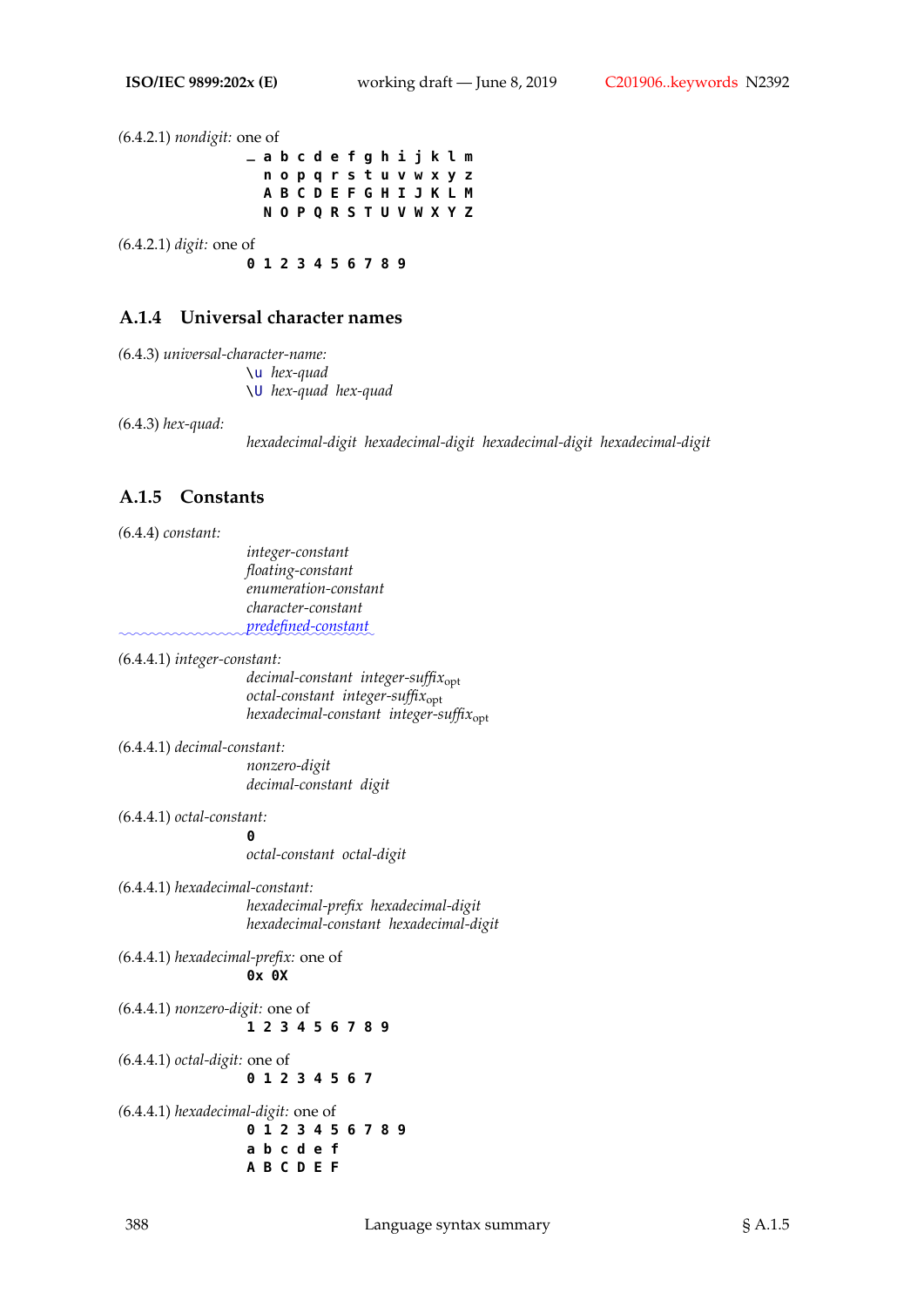(6.4.2.1) *nondigit:* one of

```
_ a b c d e f g h i j k l m
  n o p q r s t u v w x y z
  A B C D E F G H I J K L M
  N O P Q R S T U V W X Y Z
```

(6.4.2.1) *digit:* one of

```
0 1 2 3 4 5 6 7 8 9
```

### A.1.4 Universal character names

(6.4.3) *universal-character-name:*

`\u` *hex-quad*
`\U` *hex-quad hex-quad*

(6.4.3) *hex-quad:*

*hexadecimal-digit hexadecimal-digit hexadecimal-digit hexadecimal-digit*

### A.1.5 Constants

(6.4.4) *constant:*

*integer-constant*
*floating-constant*
*enumeration-constant*
*character-constant*
*predefined-constant*

(6.4.4.1) *integer-constant:*

*decimal-constant integer-suffix*$_{\text{opt}}$
*octal-constant integer-suffix*$_{\text{opt}}$
*hexadecimal-constant integer-suffix*$_{\text{opt}}$

(6.4.4.1) *decimal-constant:*

*nonzero-digit*
*decimal-constant digit*

(6.4.4.1) *octal-constant:*

**0**
*octal-constant octal-digit*

(6.4.4.1) *hexadecimal-constant:*

*hexadecimal-prefix hexadecimal-digit*
*hexadecimal-constant hexadecimal-digit*

(6.4.4.1) *hexadecimal-prefix:* one of

```
0x 0X
```

(6.4.4.1) *nonzero-digit:* one of

```
1 2 3 4 5 6 7 8 9
```

(6.4.4.1) *octal-digit:* one of

```
0 1 2 3 4 5 6 7
```

(6.4.4.1) *hexadecimal-digit:* one of

```
0 1 2 3 4 5 6 7 8 9
a b c d e f
A B C D E F
```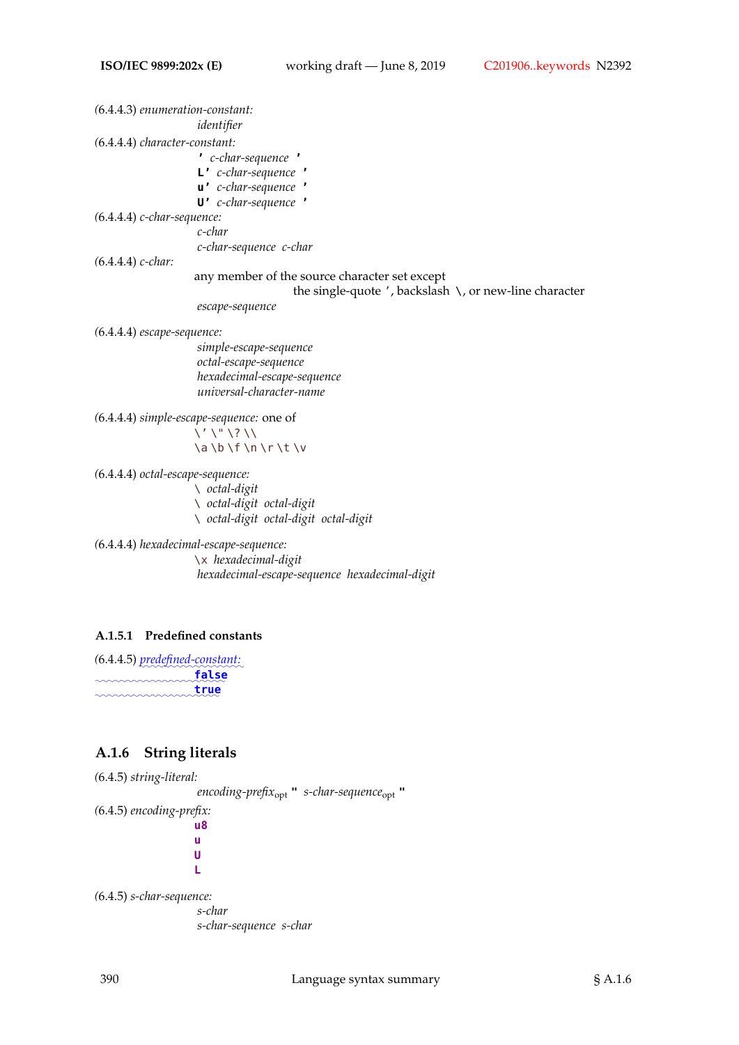(6.4.4.3) *enumeration-constant:*

  *identifier*

(6.4.4.4) *character-constant:*

  **'** *c-char-sequence* **'**
  **L'** *c-char-sequence* **'**
  **u'** *c-char-sequence* **'**
  **U'** *c-char-sequence* **'**

(6.4.4.4) *c-char-sequence:*

  *c-char*
  *c-char-sequence c-char*

(6.4.4.4) *c-char:*

  any member of the source character set except
    the single-quote ', backslash \, or new-line character
  *escape-sequence*

(6.4.4.4) *escape-sequence:*

  *simple-escape-sequence*
  *octal-escape-sequence*
  *hexadecimal-escape-sequence*
  *universal-character-name*

(6.4.4.4) *simple-escape-sequence:* one of

  `\' \" \? \\`
  `\a \b \f \n \r \t \v`

(6.4.4.4) *octal-escape-sequence:*

  \ *octal-digit*
  \ *octal-digit octal-digit*
  \ *octal-digit octal-digit octal-digit*

(6.4.4.4) *hexadecimal-escape-sequence:*

  `\x` *hexadecimal-digit*
  *hexadecimal-escape-sequence hexadecimal-digit*

#### A.1.5.1 Predefined constants

(6.4.4.5) *predefined-constant:*

  **false**
  **true**

### A.1.6 String literals

(6.4.5) *string-literal:*

  *encoding-prefix*$_{opt}$ **"** *s-char-sequence*$_{opt}$ **"**

(6.4.5) *encoding-prefix:*

  **u8**
  **u**
  **U**
  **L**

(6.4.5) *s-char-sequence:*

  *s-char*
  *s-char-sequence s-char*